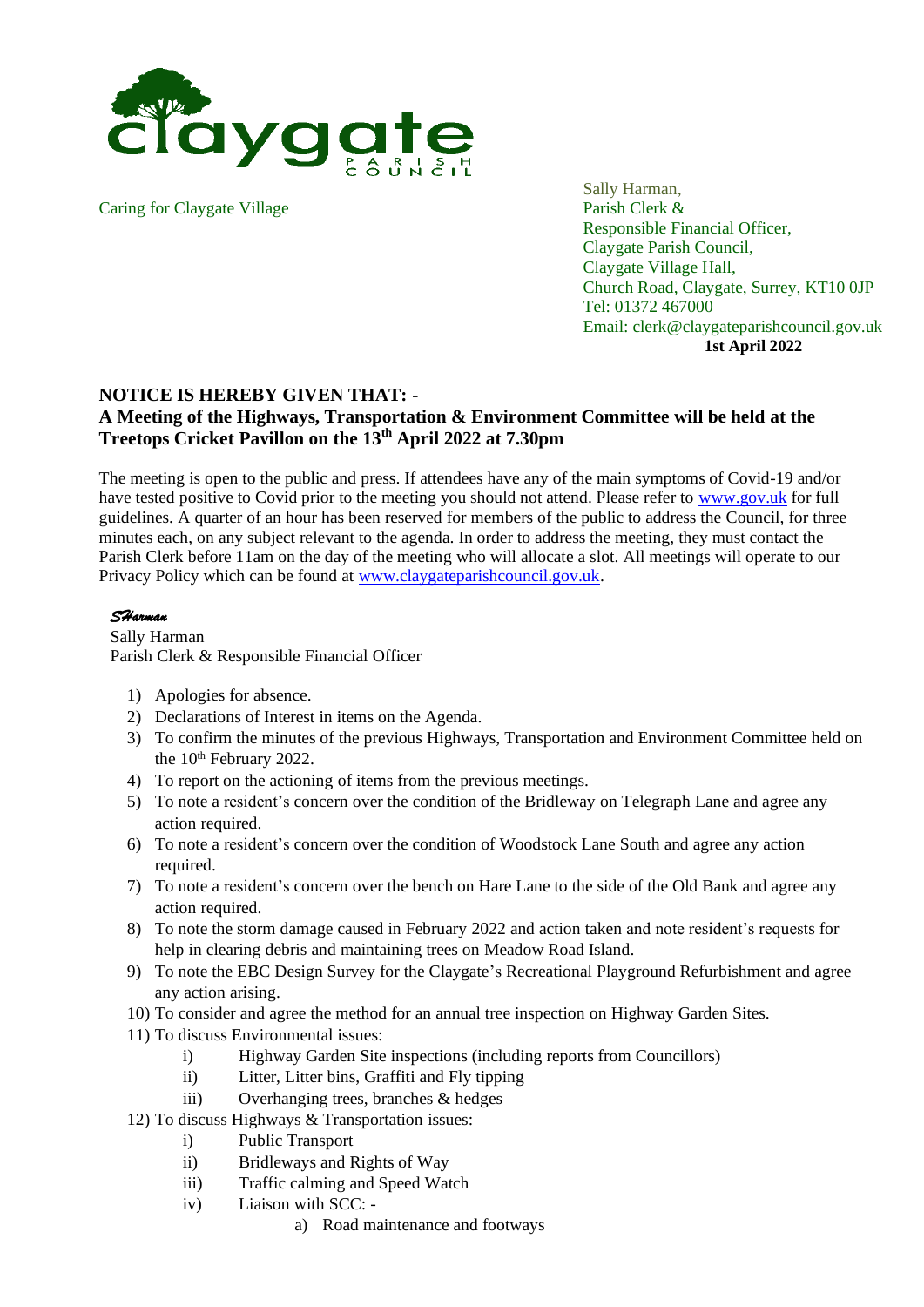claygate PARISH COUNCIL

Caring for Claygate Village

Sally Harman,
Parish Clerk &
Responsible Financial Officer,
Claygate Parish Council,
Claygate Village Hall,
Church Road, Claygate, Surrey, KT10 0JP
Tel: 01372 467000
Email: clerk@claygateparishcouncil.gov.uk

**1st April 2022**

## NOTICE IS HEREBY GIVEN THAT: -

## A Meeting of the Highways, Transportation & Environment Committee will be held at the Treetops Cricket Pavillon on the 13th April 2022 at 7.30pm

The meeting is open to the public and press. If attendees have any of the main symptoms of Covid-19 and/or have tested positive to Covid prior to the meeting you should not attend. Please refer to www.gov.uk for full guidelines. A quarter of an hour has been reserved for members of the public to address the Council, for three minutes each, on any subject relevant to the agenda. In order to address the meeting, they must contact the Parish Clerk before 11am on the day of the meeting who will allocate a slot. All meetings will operate to our Privacy Policy which can be found at www.claygateparishcouncil.gov.uk.

*SHarman*
Sally Harman
Parish Clerk & Responsible Financial Officer

1) Apologies for absence.
2) Declarations of Interest in items on the Agenda.
3) To confirm the minutes of the previous Highways, Transportation and Environment Committee held on the 10th February 2022.
4) To report on the actioning of items from the previous meetings.
5) To note a resident's concern over the condition of the Bridleway on Telegraph Lane and agree any action required.
6) To note a resident's concern over the condition of Woodstock Lane South and agree any action required.
7) To note a resident's concern over the bench on Hare Lane to the side of the Old Bank and agree any action required.
8) To note the storm damage caused in February 2022 and action taken and note resident's requests for help in clearing debris and maintaining trees on Meadow Road Island.
9) To note the EBC Design Survey for the Claygate's Recreational Playground Refurbishment and agree any action arising.
10) To consider and agree the method for an annual tree inspection on Highway Garden Sites.
11) To discuss Environmental issues:
    i) Highway Garden Site inspections (including reports from Councillors)
    ii) Litter, Litter bins, Graffiti and Fly tipping
    iii) Overhanging trees, branches & hedges
12) To discuss Highways & Transportation issues:
    i) Public Transport
    ii) Bridleways and Rights of Way
    iii) Traffic calming and Speed Watch
    iv) Liaison with SCC: -
        a) Road maintenance and footways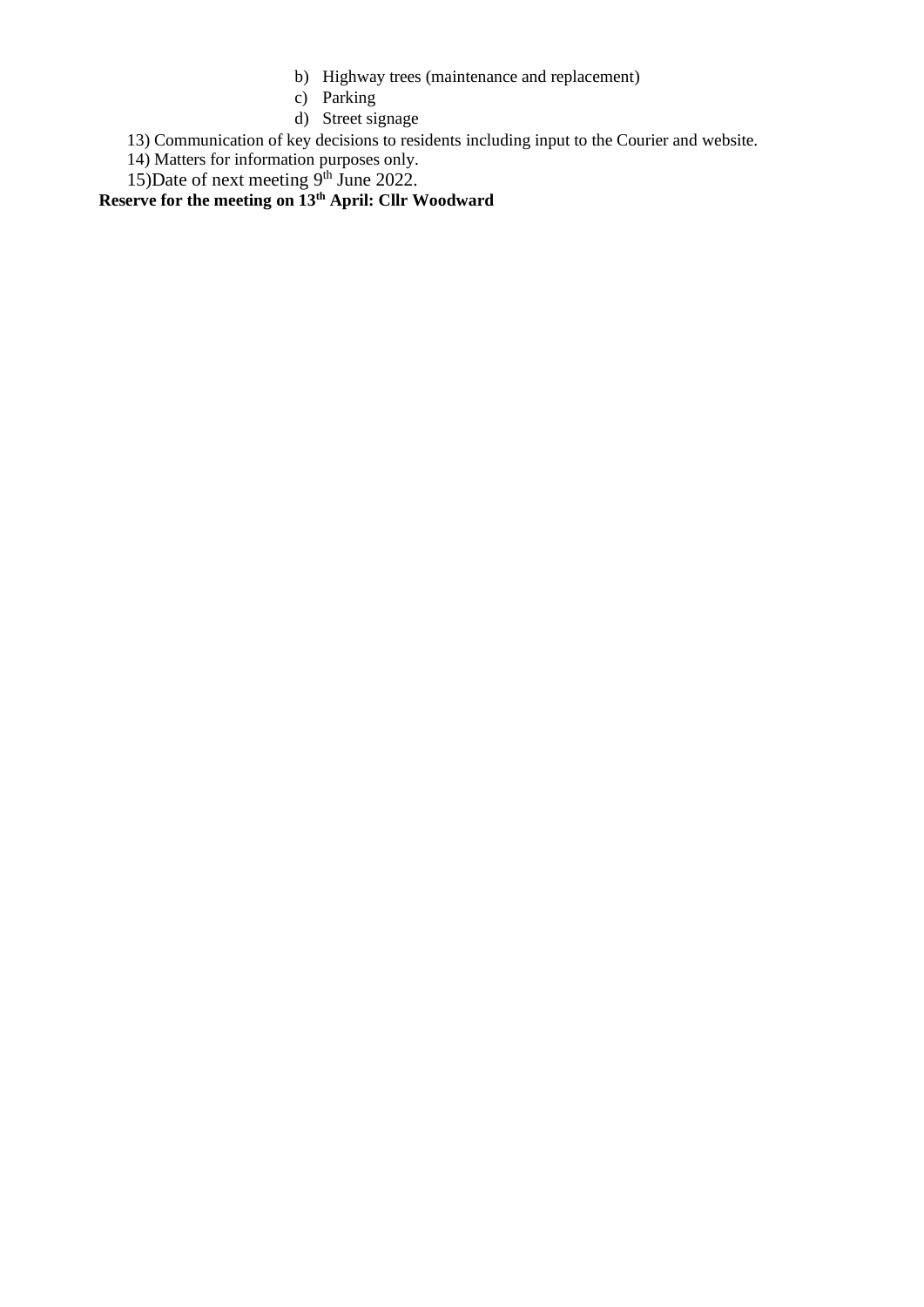b) Highway trees (maintenance and replacement)
   c) Parking
   d) Street signage

13) Communication of key decisions to residents including input to the Courier and website.

14) Matters for information purposes only.

15) Date of next meeting 9th June 2022.

**Reserve for the meeting on 13th April: Cllr Woodward**